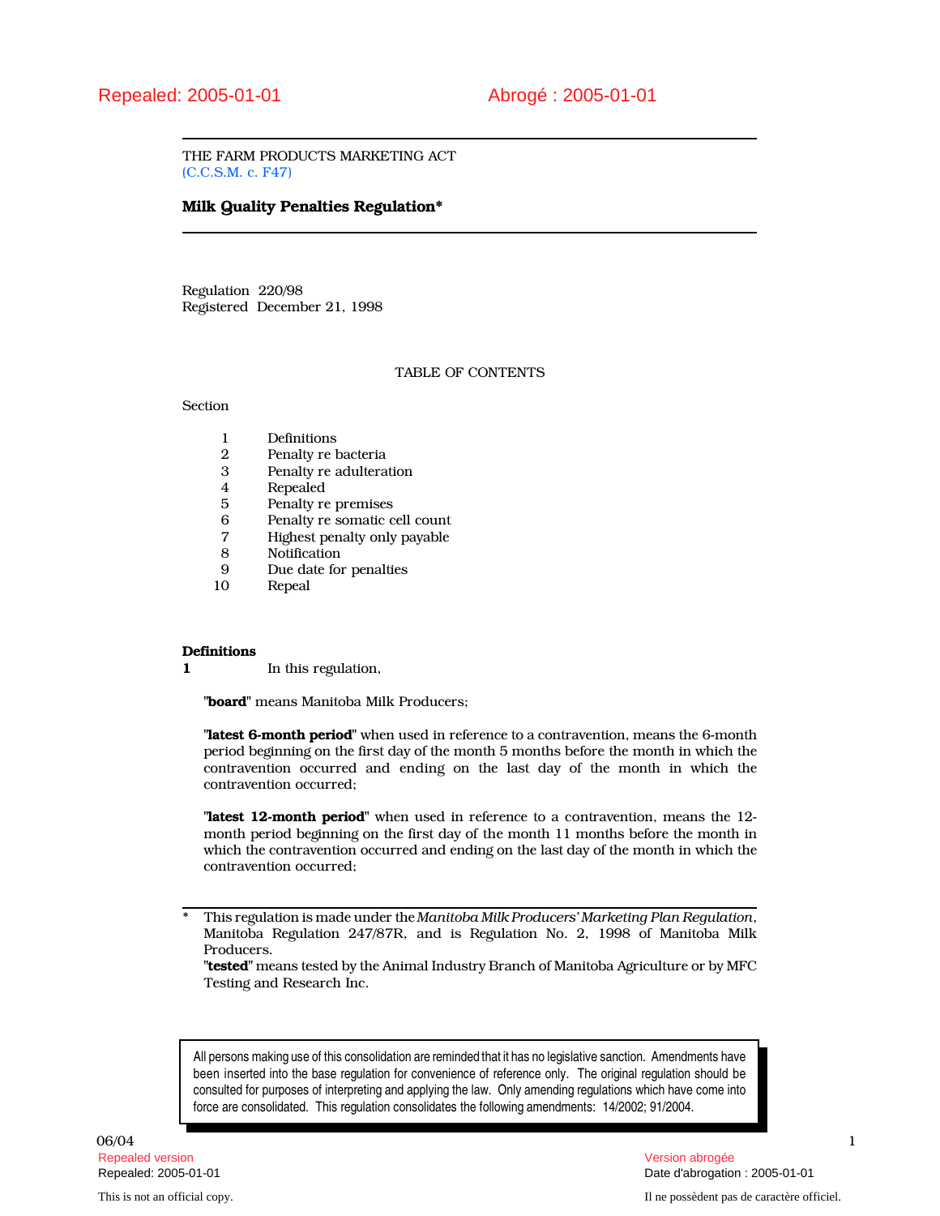Repealed: 2005-01-01 Abrogé : 2005-01-01

THE FARM PRODUCTS MARKETING ACT
(C.C.S.M. c. F47)

**Milk Quality Penalties Regulation***

Regulation 220/98
Registered December 21, 1998

TABLE OF CONTENTS

Section

| | |
|---|---|
| 1 | Definitions |
| 2 | Penalty re bacteria |
| 3 | Penalty re adulteration |
| 4 | Repealed |
| 5 | Penalty re premises |
| 6 | Penalty re somatic cell count |
| 7 | Highest penalty only payable |
| 8 | Notification |
| 9 | Due date for penalties |
| 10 | Repeal |

**Definitions**

**1** In this regulation,

"**board**" means Manitoba Milk Producers;

"**latest 6-month period**" when used in reference to a contravention, means the 6-month period beginning on the first day of the month 5 months before the month in which the contravention occurred and ending on the last day of the month in which the contravention occurred;

"**latest 12-month period**" when used in reference to a contravention, means the 12-month period beginning on the first day of the month 11 months before the month in which the contravention occurred and ending on the last day of the month in which the contravention occurred;

"**tested**" means tested by the Animal Industry Branch of Manitoba Agriculture or by MFC Testing and Research Inc.

---

\* This regulation is made under the *Manitoba Milk Producers' Marketing Plan Regulation*, Manitoba Regulation 247/87R, and is Regulation No. 2, 1998 of Manitoba Milk Producers.

All persons making use of this consolidation are reminded that it has no legislative sanction. Amendments have been inserted into the base regulation for convenience of reference only. The original regulation should be consulted for purposes of interpreting and applying the law. Only amending regulations which have come into force are consolidated. This regulation consolidates the following amendments: 14/2002; 91/2004.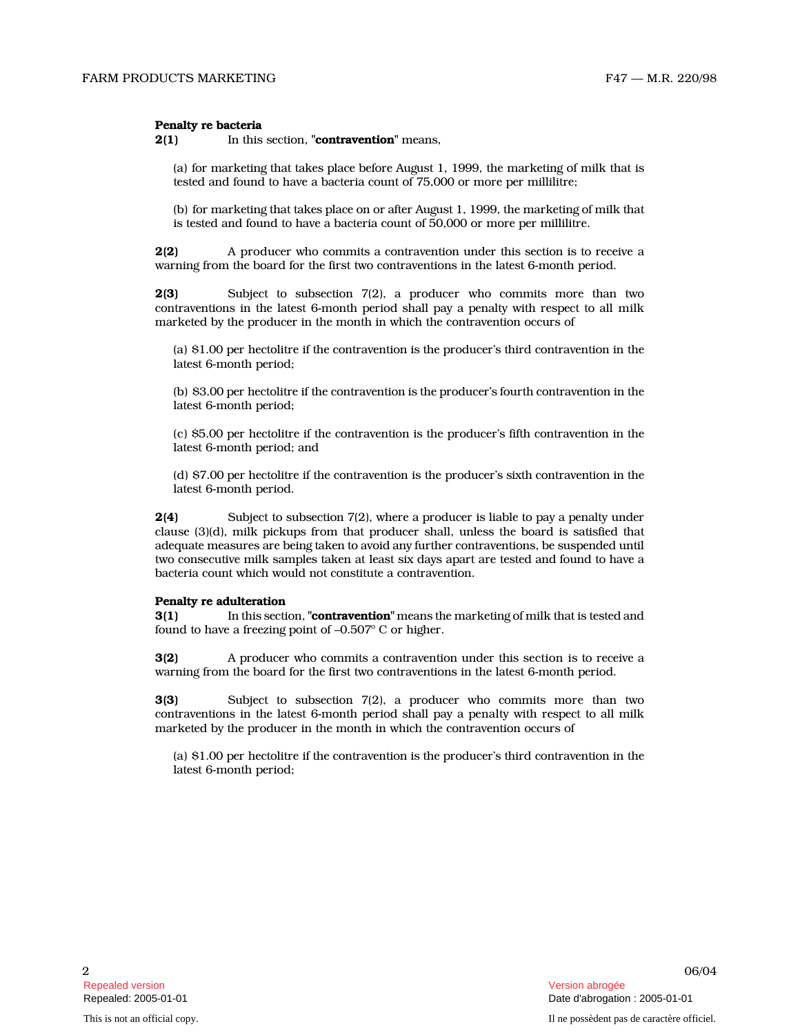**Penalty re bacteria**

**2(1)** In this section, "**contravention**" means,

(a) for marketing that takes place before August 1, 1999, the marketing of milk that is tested and found to have a bacteria count of 75,000 or more per millilitre;

(b) for marketing that takes place on or after August 1, 1999, the marketing of milk that is tested and found to have a bacteria count of 50,000 or more per millilitre.

**2(2)** A producer who commits a contravention under this section is to receive a warning from the board for the first two contraventions in the latest 6-month period.

**2(3)** Subject to subsection 7(2), a producer who commits more than two contraventions in the latest 6-month period shall pay a penalty with respect to all milk marketed by the producer in the month in which the contravention occurs of

(a) $1.00 per hectolitre if the contravention is the producer's third contravention in the latest 6-month period;

(b) $3.00 per hectolitre if the contravention is the producer's fourth contravention in the latest 6-month period;

(c) $5.00 per hectolitre if the contravention is the producer's fifth contravention in the latest 6-month period; and

(d) $7.00 per hectolitre if the contravention is the producer's sixth contravention in the latest 6-month period.

**2(4)** Subject to subsection 7(2), where a producer is liable to pay a penalty under clause (3)(d), milk pickups from that producer shall, unless the board is satisfied that adequate measures are being taken to avoid any further contraventions, be suspended until two consecutive milk samples taken at least six days apart are tested and found to have a bacteria count which would not constitute a contravention.

**Penalty re adulteration**

**3(1)** In this section, "**contravention**" means the marketing of milk that is tested and found to have a freezing point of –0.507° C or higher.

**3(2)** A producer who commits a contravention under this section is to receive a warning from the board for the first two contraventions in the latest 6-month period.

**3(3)** Subject to subsection 7(2), a producer who commits more than two contraventions in the latest 6-month period shall pay a penalty with respect to all milk marketed by the producer in the month in which the contravention occurs of

(a) $1.00 per hectolitre if the contravention is the producer's third contravention in the latest 6-month period;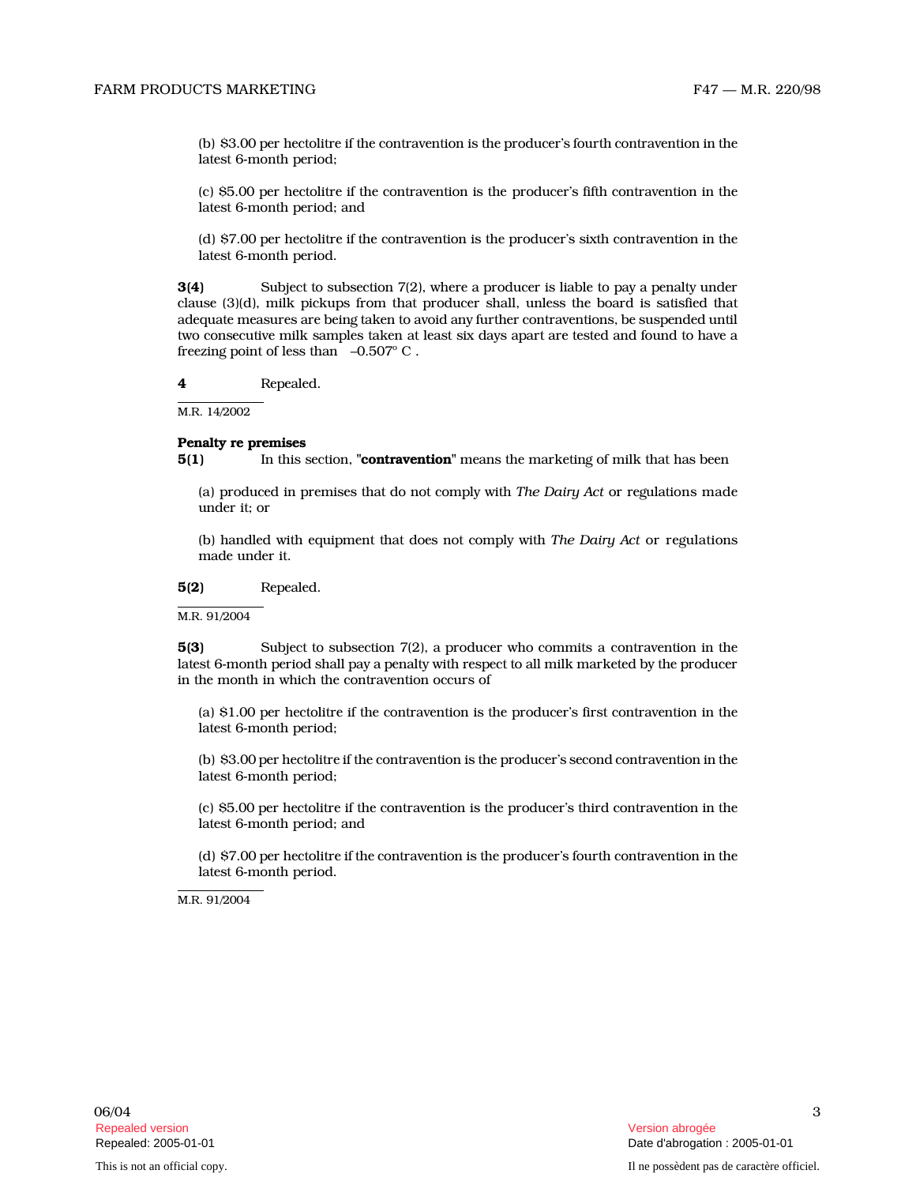(b) $3.00 per hectolitre if the contravention is the producer's fourth contravention in the latest 6-month period;

(c) $5.00 per hectolitre if the contravention is the producer's fifth contravention in the latest 6-month period; and

(d) $7.00 per hectolitre if the contravention is the producer's sixth contravention in the latest 6-month period.

**3(4)** Subject to subsection 7(2), where a producer is liable to pay a penalty under clause (3)(d), milk pickups from that producer shall, unless the board is satisfied that adequate measures are being taken to avoid any further contraventions, be suspended until two consecutive milk samples taken at least six days apart are tested and found to have a freezing point of less than –0.507° C .

**4** Repealed.

M.R. 14/2002

**Penalty re premises**

**5(1)** In this section, "**contravention**" means the marketing of milk that has been

(a) produced in premises that do not comply with *The Dairy Act* or regulations made under it; or

(b) handled with equipment that does not comply with *The Dairy Act* or regulations made under it.

**5(2)** Repealed.

M.R. 91/2004

**5(3)** Subject to subsection 7(2), a producer who commits a contravention in the latest 6-month period shall pay a penalty with respect to all milk marketed by the producer in the month in which the contravention occurs of

(a) $1.00 per hectolitre if the contravention is the producer's first contravention in the latest 6-month period;

(b) $3.00 per hectolitre if the contravention is the producer's second contravention in the latest 6-month period;

(c) $5.00 per hectolitre if the contravention is the producer's third contravention in the latest 6-month period; and

(d) $7.00 per hectolitre if the contravention is the producer's fourth contravention in the latest 6-month period.

M.R. 91/2004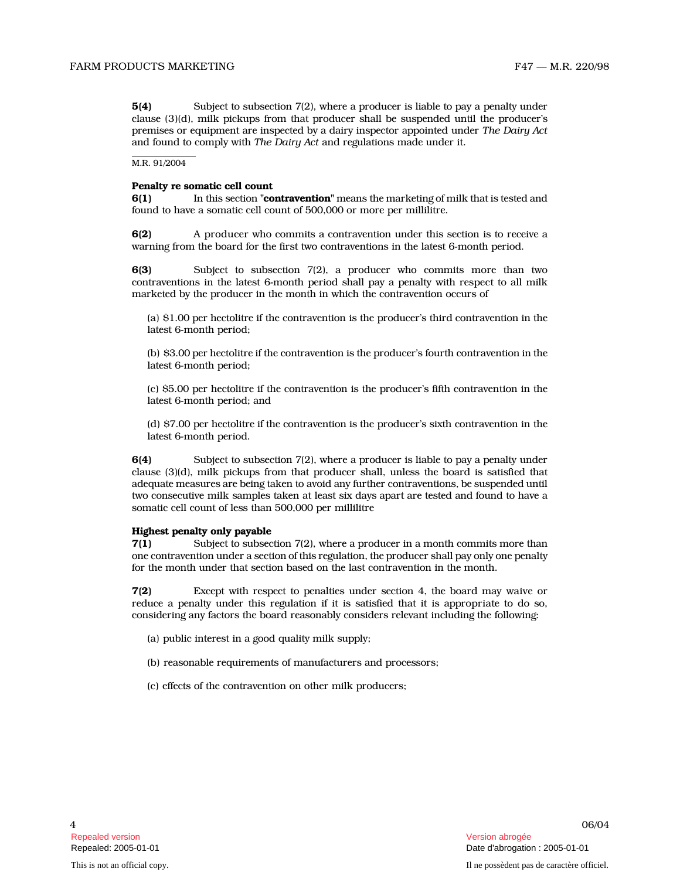**5(4)** Subject to subsection 7(2), where a producer is liable to pay a penalty under clause (3)(d), milk pickups from that producer shall be suspended until the producer's premises or equipment are inspected by a dairy inspector appointed under *The Dairy Act* and found to comply with *The Dairy Act* and regulations made under it.

M.R. 91/2004

**Penalty re somatic cell count**

**6(1)** In this section "**contravention**" means the marketing of milk that is tested and found to have a somatic cell count of 500,000 or more per millilitre.

**6(2)** A producer who commits a contravention under this section is to receive a warning from the board for the first two contraventions in the latest 6-month period.

**6(3)** Subject to subsection 7(2), a producer who commits more than two contraventions in the latest 6-month period shall pay a penalty with respect to all milk marketed by the producer in the month in which the contravention occurs of

(a) $1.00 per hectolitre if the contravention is the producer's third contravention in the latest 6-month period;

(b) $3.00 per hectolitre if the contravention is the producer's fourth contravention in the latest 6-month period;

(c) $5.00 per hectolitre if the contravention is the producer's fifth contravention in the latest 6-month period; and

(d) $7.00 per hectolitre if the contravention is the producer's sixth contravention in the latest 6-month period.

**6(4)** Subject to subsection 7(2), where a producer is liable to pay a penalty under clause (3)(d), milk pickups from that producer shall, unless the board is satisfied that adequate measures are being taken to avoid any further contraventions, be suspended until two consecutive milk samples taken at least six days apart are tested and found to have a somatic cell count of less than 500,000 per millilitre

**Highest penalty only payable**

**7(1)** Subject to subsection 7(2), where a producer in a month commits more than one contravention under a section of this regulation, the producer shall pay only one penalty for the month under that section based on the last contravention in the month.

**7(2)** Except with respect to penalties under section 4, the board may waive or reduce a penalty under this regulation if it is satisfied that it is appropriate to do so, considering any factors the board reasonably considers relevant including the following:

(a) public interest in a good quality milk supply;

(b) reasonable requirements of manufacturers and processors;

(c) effects of the contravention on other milk producers;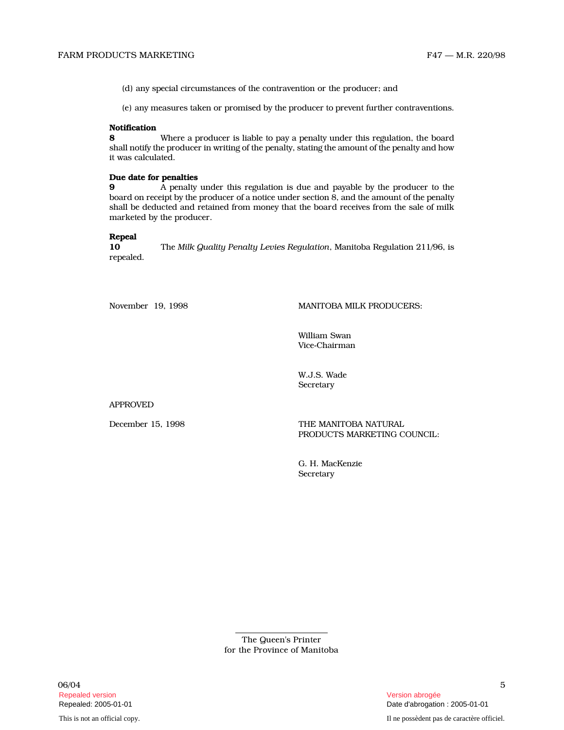(d) any special circumstances of the contravention or the producer; and

(e) any measures taken or promised by the producer to prevent further contraventions.

**Notification**

**8** Where a producer is liable to pay a penalty under this regulation, the board shall notify the producer in writing of the penalty, stating the amount of the penalty and how it was calculated.

**Due date for penalties**

**9** A penalty under this regulation is due and payable by the producer to the board on receipt by the producer of a notice under section 8, and the amount of the penalty shall be deducted and retained from money that the board receives from the sale of milk marketed by the producer.

**Repeal**

**10** The *Milk Quality Penalty Levies Regulation*, Manitoba Regulation 211/96, is repealed.

November 19, 1998

MANITOBA MILK PRODUCERS:

William Swan
Vice-Chairman

W.J.S. Wade
Secretary

APPROVED

December 15, 1998

THE MANITOBA NATURAL PRODUCTS MARKETING COUNCIL:

G. H. MacKenzie
Secretary

The Queen's Printer
for the Province of Manitoba

Repealed version
Repealed: 2005-01-01

Version abrogée
Date d'abrogation : 2005-01-01

This is not an official copy.

Il ne possèdent pas de caractère officiel.